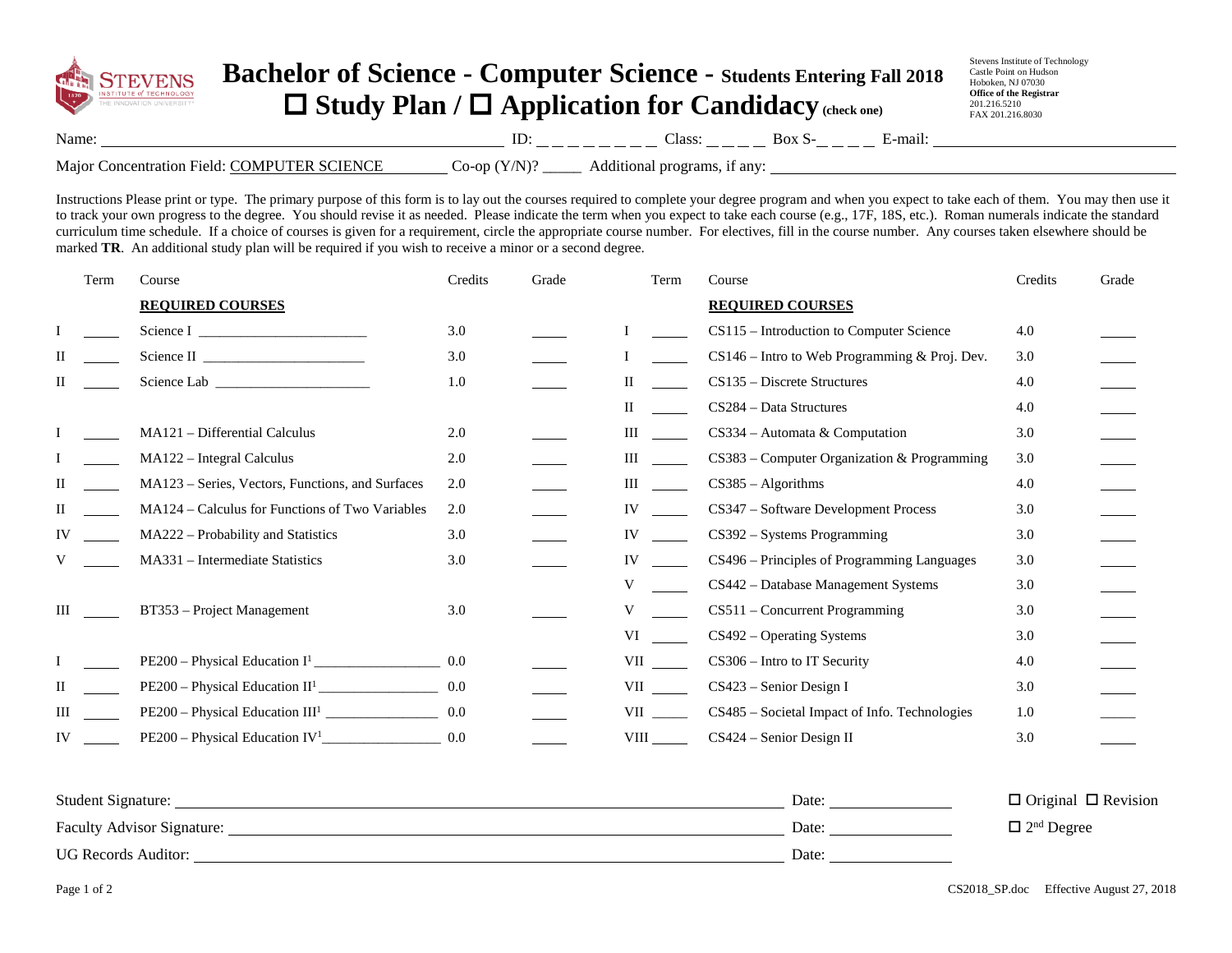# Bachelor of Science - Computer Science - Students Entering Fall 2018

## ☐ Study Plan / ☐ Application for Candidacy (check one)

Stevens Institute of Technology
Castle Point on Hudson
Hoboken, NJ 07030
**Office of the Registrar**
201.216.5210
FAX 201.216.8030

Name: ______________________ ID: _ _ _ _ _ _ _ _ Class: _ _ _ _ Box S-_ _ _ _ E-mail: ______________________

Major Concentration Field: COMPUTER SCIENCE Co-op (Y/N)? _____ Additional programs, if any: ______________________

Instructions Please print or type. The primary purpose of this form is to lay out the courses required to complete your degree program and when you expect to take each of them. You may then use it to track your own progress to the degree. You should revise it as needed. Please indicate the term when you expect to take each course (e.g., 17F, 18S, etc.). Roman numerals indicate the standard curriculum time schedule. If a choice of courses is given for a requirement, circle the appropriate course number. For electives, fill in the course number. Any courses taken elsewhere should be marked **TR**. An additional study plan will be required if you wish to receive a minor or a second degree.

| | Term | Course | Credits | Grade |
|---|---|---|---|---|
| | | **REQUIRED COURSES** | | |
| I | ____ | Science I ____________ | 3.0 | ____ |
| II | ____ | Science II ____________ | 3.0 | ____ |
| II | ____ | Science Lab ____________ | 1.0 | ____ |
| I | ____ | MA121 – Differential Calculus | 2.0 | ____ |
| I | ____ | MA122 – Integral Calculus | 2.0 | ____ |
| II | ____ | MA123 – Series, Vectors, Functions, and Surfaces | 2.0 | ____ |
| II | ____ | MA124 – Calculus for Functions of Two Variables | 2.0 | ____ |
| IV | ____ | MA222 – Probability and Statistics | 3.0 | ____ |
| V | ____ | MA331 – Intermediate Statistics | 3.0 | ____ |
| III | ____ | BT353 – Project Management | 3.0 | ____ |
| I | ____ | PE200 – Physical Education I[1] ____________ | 0.0 | ____ |
| II | ____ | PE200 – Physical Education II[1] ____________ | 0.0 | ____ |
| III | ____ | PE200 – Physical Education III[1] ____________ | 0.0 | ____ |
| IV | ____ | PE200 – Physical Education IV[1] ____________ | 0.0 | ____ |

| | Term | Course | Credits | Grade |
|---|---|---|---|---|
| | | **REQUIRED COURSES** | | |
| I | ____ | CS115 – Introduction to Computer Science | 4.0 | ____ |
| I | ____ | CS146 – Intro to Web Programming & Proj. Dev. | 3.0 | ____ |
| II | ____ | CS135 – Discrete Structures | 4.0 | ____ |
| II | ____ | CS284 – Data Structures | 4.0 | ____ |
| III | ____ | CS334 – Automata & Computation | 3.0 | ____ |
| III | ____ | CS383 – Computer Organization & Programming | 3.0 | ____ |
| III | ____ | CS385 – Algorithms | 4.0 | ____ |
| IV | ____ | CS347 – Software Development Process | 3.0 | ____ |
| IV | ____ | CS392 – Systems Programming | 3.0 | ____ |
| IV | ____ | CS496 – Principles of Programming Languages | 3.0 | ____ |
| V | ____ | CS442 – Database Management Systems | 3.0 | ____ |
| V | ____ | CS511 – Concurrent Programming | 3.0 | ____ |
| VI | ____ | CS492 – Operating Systems | 3.0 | ____ |
| VII | ____ | CS306 – Intro to IT Security | 4.0 | ____ |
| VII | ____ | CS423 – Senior Design I | 3.0 | ____ |
| VII | ____ | CS485 – Societal Impact of Info. Technologies | 1.0 | ____ |
| VIII | ____ | CS424 – Senior Design II | 3.0 | ____ |

Student Signature: ______________________ Date: ____________ ☐ Original ☐ Revision

Faculty Advisor Signature: ______________________ Date: ____________ ☐ 2nd Degree

UG Records Auditor: ______________________ Date: ____________

CS2018_SP.doc Effective August 27, 2018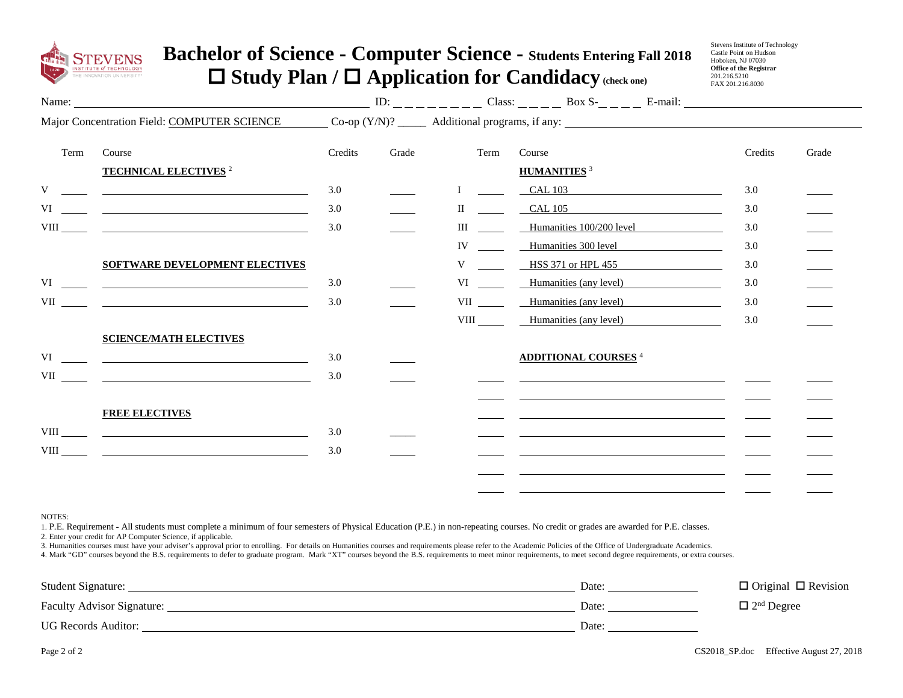# Bachelor of Science - Computer Science - Students Entering Fall 2018

## ☐ Study Plan / ☐ Application for Candidacy (check one)

Stevens Institute of Technology
Castle Point on Hudson
Hoboken, NJ 07030
**Office of the Registrar**
201.216.5210
FAX 201.216.8030

Name: ______________________ ID: _ _ _ _ _ _ _ _ Class: _ _ _ _ Box S-_ _ _ _ E-mail: ______________________

Major Concentration Field: COMPUTER SCIENCE Co-op (Y/N)? _____ Additional programs, if any: ______________________

| Term | Course | Credits | Grade | Term | Course | Credits | Grade |
|---|---|---|---|---|---|---|---|
| | **TECHNICAL ELECTIVES** [2] | | | | **HUMANITIES** [3] | | |
| V | | 3.0 | | I | CAL 103 | 3.0 | |
| VI | | 3.0 | | II | CAL 105 | 3.0 | |
| VIII | | 3.0 | | III | Humanities 100/200 level | 3.0 | |
| | | | | IV | Humanities 300 level | 3.0 | |
| | **SOFTWARE DEVELOPMENT ELECTIVES** | | | V | HSS 371 or HPL 455 | 3.0 | |
| VI | | 3.0 | | VI | Humanities (any level) | 3.0 | |
| VII | | 3.0 | | VII | Humanities (any level) | 3.0 | |
| | | | | VIII | Humanities (any level) | 3.0 | |
| | **SCIENCE/MATH ELECTIVES** | | | | | | |
| VI | | 3.0 | | | **ADDITIONAL COURSES** [4] | | |
| VII | | 3.0 | | | | | |
| | | | | | | | |
| | **FREE ELECTIVES** | | | | | | |
| VIII | | 3.0 | | | | | |
| VIII | | 3.0 | | | | | |
| | | | | | | | |
| | | | | | | | |

NOTES:
1. P.E. Requirement - All students must complete a minimum of four semesters of Physical Education (P.E.) in non-repeating courses. No credit or grades are awarded for P.E. classes.
2. Enter your credit for AP Computer Science, if applicable.
3. Humanities courses must have your adviser's approval prior to enrolling. For details on Humanities courses and requirements please refer to the Academic Policies of the Office of Undergraduate Academics.
4. Mark "GD" courses beyond the B.S. requirements to defer to graduate program. Mark "XT" courses beyond the B.S. requirements to meet minor requirements, to meet second degree requirements, or extra courses.

Student Signature: ______________________ Date: __________ ☐ Original ☐ Revision

Faculty Advisor Signature: ______________________ Date: __________ ☐ 2nd Degree

UG Records Auditor: ______________________ Date: __________

CS2018_SP.doc Effective August 27, 2018